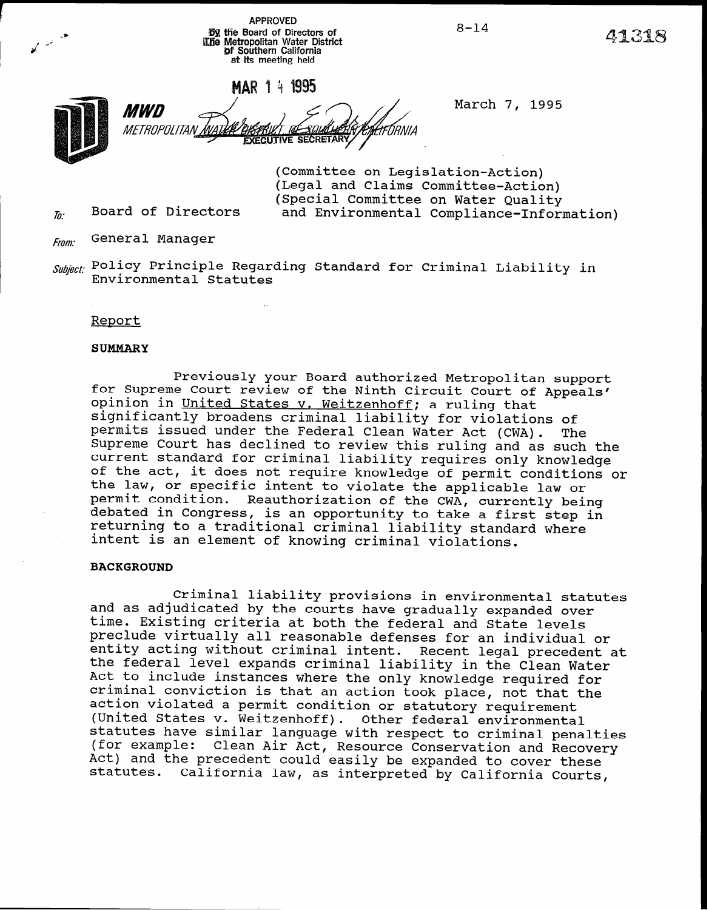APPROVED
by the Board of Directors of
The Metropolitan Water District
of Southern California
at its meeting held

MAR 14 1995

EXECUTIVE SECRETARY

8-14

41318

**MWD**
METROPOLITAN WATER DISTRICT OF SOUTHERN CALIFORNIA

March 7, 1995

(Committee on Legislation-Action)
(Legal and Claims Committee-Action)
(Special Committee on Water Quality and Environmental Compliance-Information)

To: Board of Directors

From: General Manager

Subject: Policy Principle Regarding Standard for Criminal Liability in Environmental Statutes

## Report

### SUMMARY

Previously your Board authorized Metropolitan support for Supreme Court review of the Ninth Circuit Court of Appeals' opinion in United States v. Weitzenhoff; a ruling that significantly broadens criminal liability for violations of permits issued under the Federal Clean Water Act (CWA). The Supreme Court has declined to review this ruling and as such the current standard for criminal liability requires only knowledge of the act, it does not require knowledge of permit conditions or the law, or specific intent to violate the applicable law or permit condition. Reauthorization of the CWA, currently being debated in Congress, is an opportunity to take a first step in returning to a traditional criminal liability standard where intent is an element of knowing criminal violations.

### BACKGROUND

Criminal liability provisions in environmental statutes and as adjudicated by the courts have gradually expanded over time. Existing criteria at both the federal and state levels preclude virtually all reasonable defenses for an individual or entity acting without criminal intent. Recent legal precedent at the federal level expands criminal liability in the Clean Water Act to include instances where the only knowledge required for criminal conviction is that an action took place, not that the action violated a permit condition or statutory requirement (United States v. Weitzenhoff). Other federal environmental statutes have similar language with respect to criminal penalties (for example: Clean Air Act, Resource Conservation and Recovery Act) and the precedent could easily be expanded to cover these statutes. California law, as interpreted by California Courts,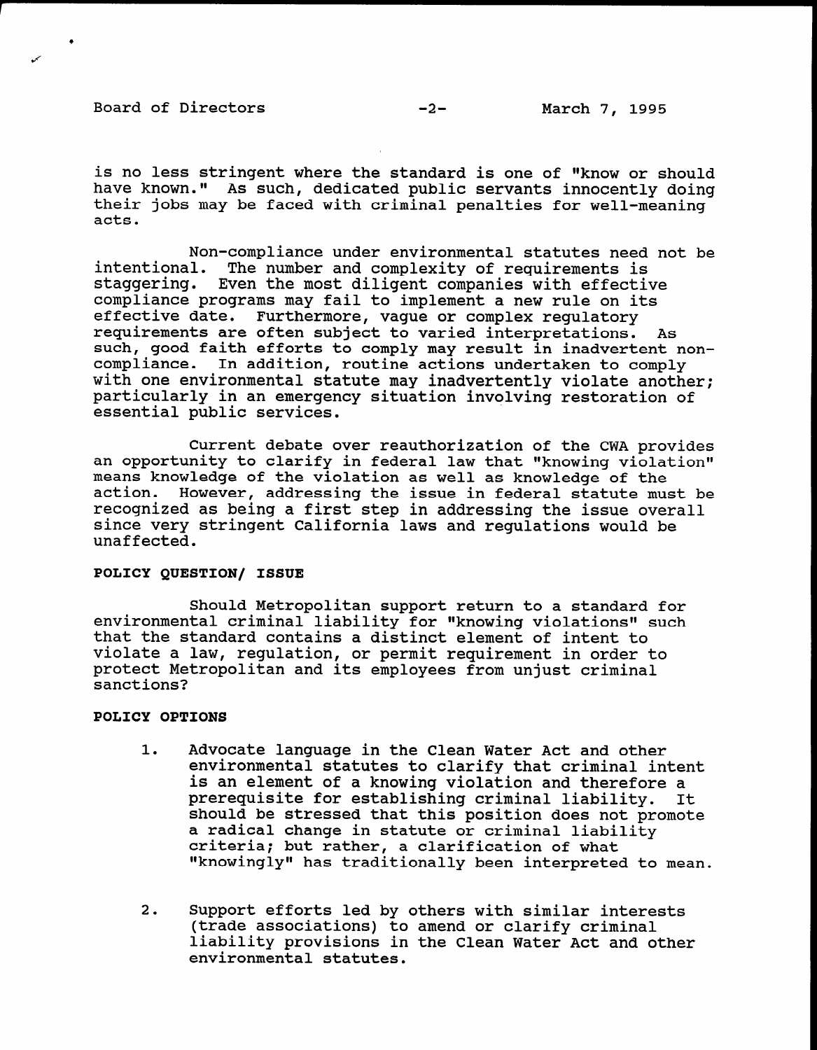is no less stringent where the standard is one of "know or should have known." As such, dedicated public servants innocently doing their jobs may be faced with criminal penalties for well-meaning acts.

Non-compliance under environmental statutes need not be intentional. The number and complexity of requirements is staggering. Even the most diligent companies with effective compliance programs may fail to implement a new rule on its effective date. Furthermore, vague or complex regulatory requirements are often subject to varied interpretations. As such, good faith efforts to comply may result in inadvertent non-compliance. In addition, routine actions undertaken to comply with one environmental statute may inadvertently violate another; particularly in an emergency situation involving restoration of essential public services.

Current debate over reauthorization of the CWA provides an opportunity to clarify in federal law that "knowing violation" means knowledge of the violation as well as knowledge of the action. However, addressing the issue in federal statute must be recognized as being a first step in addressing the issue overall since very stringent California laws and regulations would be unaffected.

**POLICY QUESTION/ ISSUE**

Should Metropolitan support return to a standard for environmental criminal liability for "knowing violations" such that the standard contains a distinct element of intent to violate a law, regulation, or permit requirement in order to protect Metropolitan and its employees from unjust criminal sanctions?

**POLICY OPTIONS**

1. Advocate language in the Clean Water Act and other environmental statutes to clarify that criminal intent is an element of a knowing violation and therefore a prerequisite for establishing criminal liability. It should be stressed that this position does not promote a radical change in statute or criminal liability criteria; but rather, a clarification of what "knowingly" has traditionally been interpreted to mean.

2. Support efforts led by others with similar interests (trade associations) to amend or clarify criminal liability provisions in the Clean Water Act and other environmental statutes.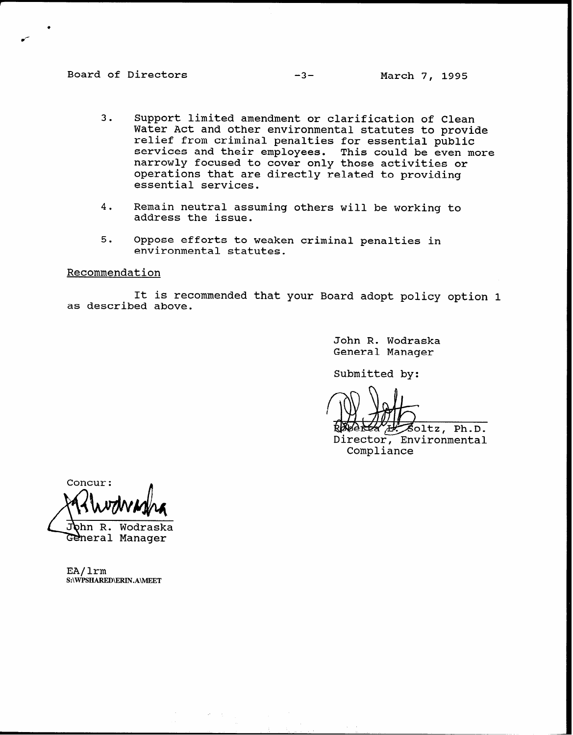3. Support limited amendment or clarification of Clean Water Act and other environmental statutes to provide relief from criminal penalties for essential public services and their employees. This could be even more narrowly focused to cover only those activities or operations that are directly related to providing essential services.

4. Remain neutral assuming others will be working to address the issue.

5. Oppose efforts to weaken criminal penalties in environmental statutes.

Recommendation

It is recommended that your Board adopt policy option 1 as described above.

John R. Wodraska
General Manager

Submitted by:

Roberta L. Soltz, Ph.D.
Director, Environmental Compliance

Concur:

John R. Wodraska
General Manager

EA/lrm
S:\WPSHARED\ERIN.A\MEET